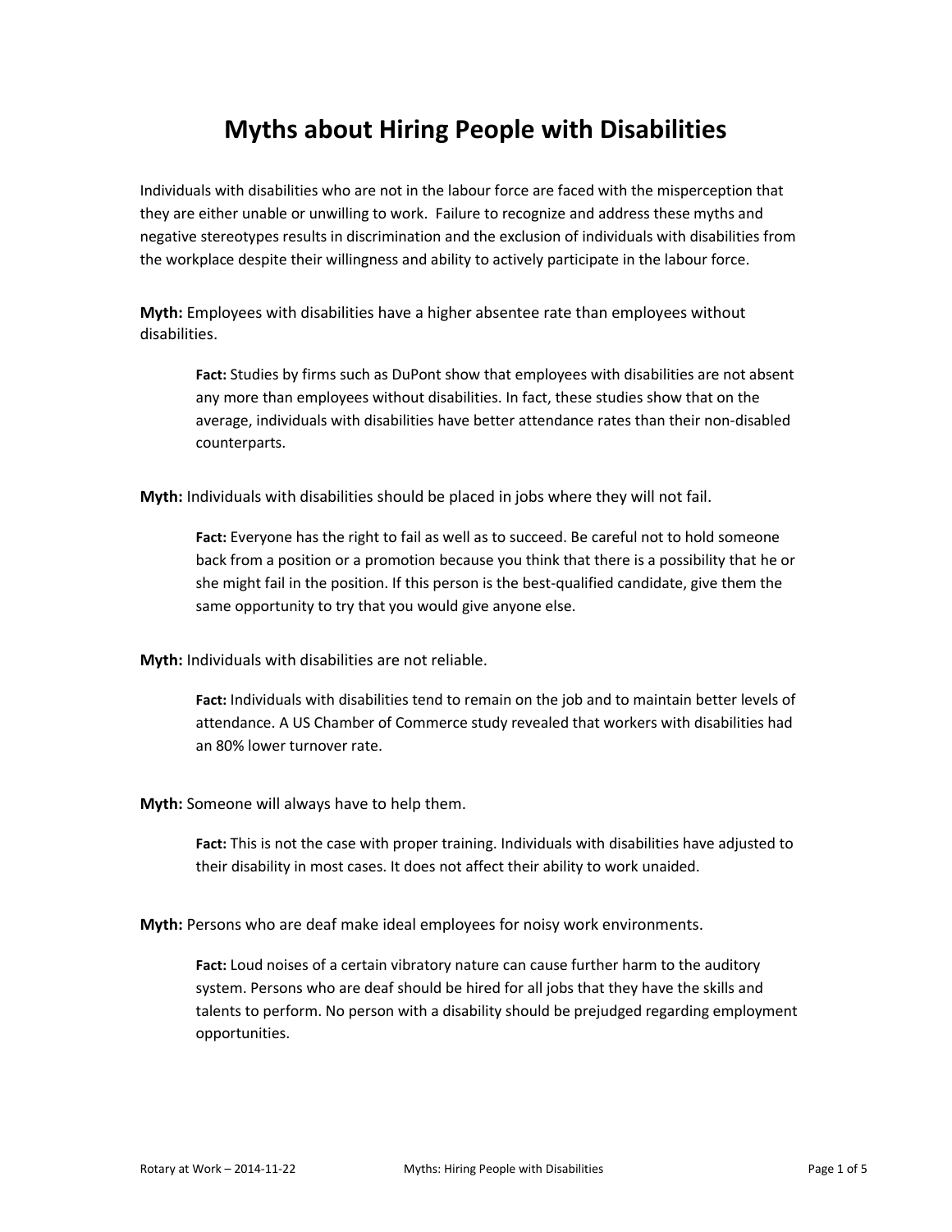# Myths about Hiring People with Disabilities

Individuals with disabilities who are not in the labour force are faced with the misperception that they are either unable or unwilling to work. Failure to recognize and address these myths and negative stereotypes results in discrimination and the exclusion of individuals with disabilities from the workplace despite their willingness and ability to actively participate in the labour force.

**Myth:** Employees with disabilities have a higher absentee rate than employees without disabilities.

> **Fact:** Studies by firms such as DuPont show that employees with disabilities are not absent any more than employees without disabilities. In fact, these studies show that on the average, individuals with disabilities have better attendance rates than their non-disabled counterparts.

**Myth:** Individuals with disabilities should be placed in jobs where they will not fail.

> **Fact:** Everyone has the right to fail as well as to succeed. Be careful not to hold someone back from a position or a promotion because you think that there is a possibility that he or she might fail in the position. If this person is the best-qualified candidate, give them the same opportunity to try that you would give anyone else.

**Myth:** Individuals with disabilities are not reliable.

> **Fact:** Individuals with disabilities tend to remain on the job and to maintain better levels of attendance. A US Chamber of Commerce study revealed that workers with disabilities had an 80% lower turnover rate.

**Myth:** Someone will always have to help them.

> **Fact:** This is not the case with proper training. Individuals with disabilities have adjusted to their disability in most cases. It does not affect their ability to work unaided.

**Myth:** Persons who are deaf make ideal employees for noisy work environments.

> **Fact:** Loud noises of a certain vibratory nature can cause further harm to the auditory system. Persons who are deaf should be hired for all jobs that they have the skills and talents to perform. No person with a disability should be prejudged regarding employment opportunities.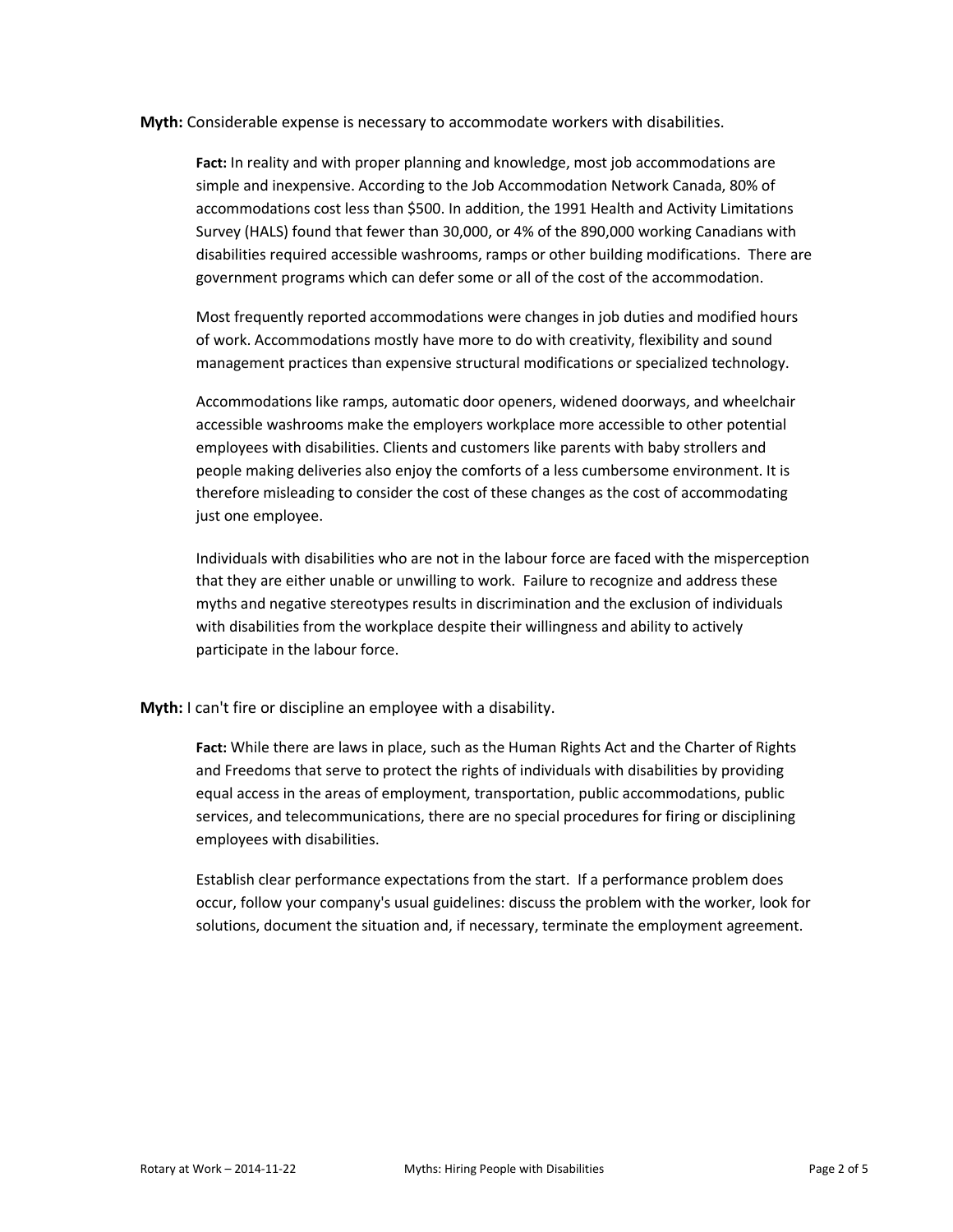**Myth:** Considerable expense is necessary to accommodate workers with disabilities.

> **Fact:** In reality and with proper planning and knowledge, most job accommodations are simple and inexpensive. According to the Job Accommodation Network Canada, 80% of accommodations cost less than $500. In addition, the 1991 Health and Activity Limitations Survey (HALS) found that fewer than 30,000, or 4% of the 890,000 working Canadians with disabilities required accessible washrooms, ramps or other building modifications. There are government programs which can defer some or all of the cost of the accommodation.
>
> Most frequently reported accommodations were changes in job duties and modified hours of work. Accommodations mostly have more to do with creativity, flexibility and sound management practices than expensive structural modifications or specialized technology.
>
> Accommodations like ramps, automatic door openers, widened doorways, and wheelchair accessible washrooms make the employers workplace more accessible to other potential employees with disabilities. Clients and customers like parents with baby strollers and people making deliveries also enjoy the comforts of a less cumbersome environment. It is therefore misleading to consider the cost of these changes as the cost of accommodating just one employee.
>
> Individuals with disabilities who are not in the labour force are faced with the misperception that they are either unable or unwilling to work. Failure to recognize and address these myths and negative stereotypes results in discrimination and the exclusion of individuals with disabilities from the workplace despite their willingness and ability to actively participate in the labour force.

**Myth:** I can't fire or discipline an employee with a disability.

> **Fact:** While there are laws in place, such as the Human Rights Act and the Charter of Rights and Freedoms that serve to protect the rights of individuals with disabilities by providing equal access in the areas of employment, transportation, public accommodations, public services, and telecommunications, there are no special procedures for firing or disciplining employees with disabilities.
>
> Establish clear performance expectations from the start. If a performance problem does occur, follow your company's usual guidelines: discuss the problem with the worker, look for solutions, document the situation and, if necessary, terminate the employment agreement.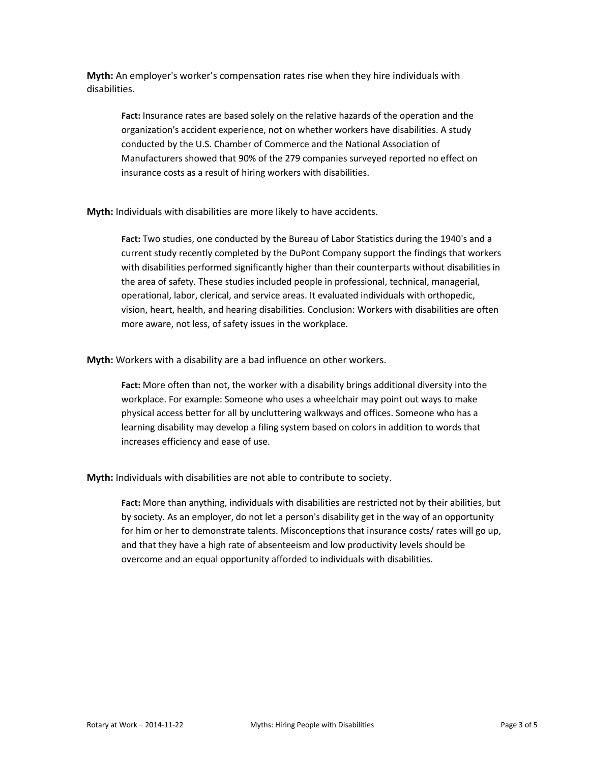**Myth:** An employer's worker's compensation rates rise when they hire individuals with disabilities.

> **Fact:** Insurance rates are based solely on the relative hazards of the operation and the organization's accident experience, not on whether workers have disabilities. A study conducted by the U.S. Chamber of Commerce and the National Association of Manufacturers showed that 90% of the 279 companies surveyed reported no effect on insurance costs as a result of hiring workers with disabilities.

**Myth:** Individuals with disabilities are more likely to have accidents.

> **Fact:** Two studies, one conducted by the Bureau of Labor Statistics during the 1940's and a current study recently completed by the DuPont Company support the findings that workers with disabilities performed significantly higher than their counterparts without disabilities in the area of safety. These studies included people in professional, technical, managerial, operational, labor, clerical, and service areas. It evaluated individuals with orthopedic, vision, heart, health, and hearing disabilities. Conclusion: Workers with disabilities are often more aware, not less, of safety issues in the workplace.

**Myth:** Workers with a disability are a bad influence on other workers.

> **Fact:** More often than not, the worker with a disability brings additional diversity into the workplace. For example: Someone who uses a wheelchair may point out ways to make physical access better for all by uncluttering walkways and offices. Someone who has a learning disability may develop a filing system based on colors in addition to words that increases efficiency and ease of use.

**Myth:** Individuals with disabilities are not able to contribute to society.

> **Fact:** More than anything, individuals with disabilities are restricted not by their abilities, but by society. As an employer, do not let a person's disability get in the way of an opportunity for him or her to demonstrate talents. Misconceptions that insurance costs/ rates will go up, and that they have a high rate of absenteeism and low productivity levels should be overcome and an equal opportunity afforded to individuals with disabilities.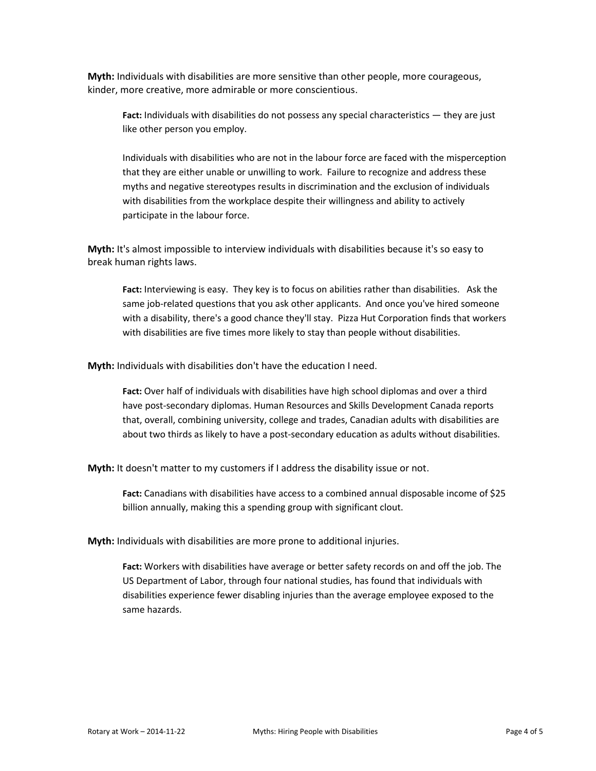**Myth:** Individuals with disabilities are more sensitive than other people, more courageous, kinder, more creative, more admirable or more conscientious.

> **Fact:** Individuals with disabilities do not possess any special characteristics — they are just like other person you employ.
>
> Individuals with disabilities who are not in the labour force are faced with the misperception that they are either unable or unwilling to work. Failure to recognize and address these myths and negative stereotypes results in discrimination and the exclusion of individuals with disabilities from the workplace despite their willingness and ability to actively participate in the labour force.

**Myth:** It's almost impossible to interview individuals with disabilities because it's so easy to break human rights laws.

> **Fact:** Interviewing is easy. They key is to focus on abilities rather than disabilities. Ask the same job-related questions that you ask other applicants. And once you've hired someone with a disability, there's a good chance they'll stay. Pizza Hut Corporation finds that workers with disabilities are five times more likely to stay than people without disabilities.

**Myth:** Individuals with disabilities don't have the education I need.

> **Fact:** Over half of individuals with disabilities have high school diplomas and over a third have post-secondary diplomas. Human Resources and Skills Development Canada reports that, overall, combining university, college and trades, Canadian adults with disabilities are about two thirds as likely to have a post-secondary education as adults without disabilities.

**Myth:** It doesn't matter to my customers if I address the disability issue or not.

> **Fact:** Canadians with disabilities have access to a combined annual disposable income of $25 billion annually, making this a spending group with significant clout.

**Myth:** Individuals with disabilities are more prone to additional injuries.

> **Fact:** Workers with disabilities have average or better safety records on and off the job. The US Department of Labor, through four national studies, has found that individuals with disabilities experience fewer disabling injuries than the average employee exposed to the same hazards.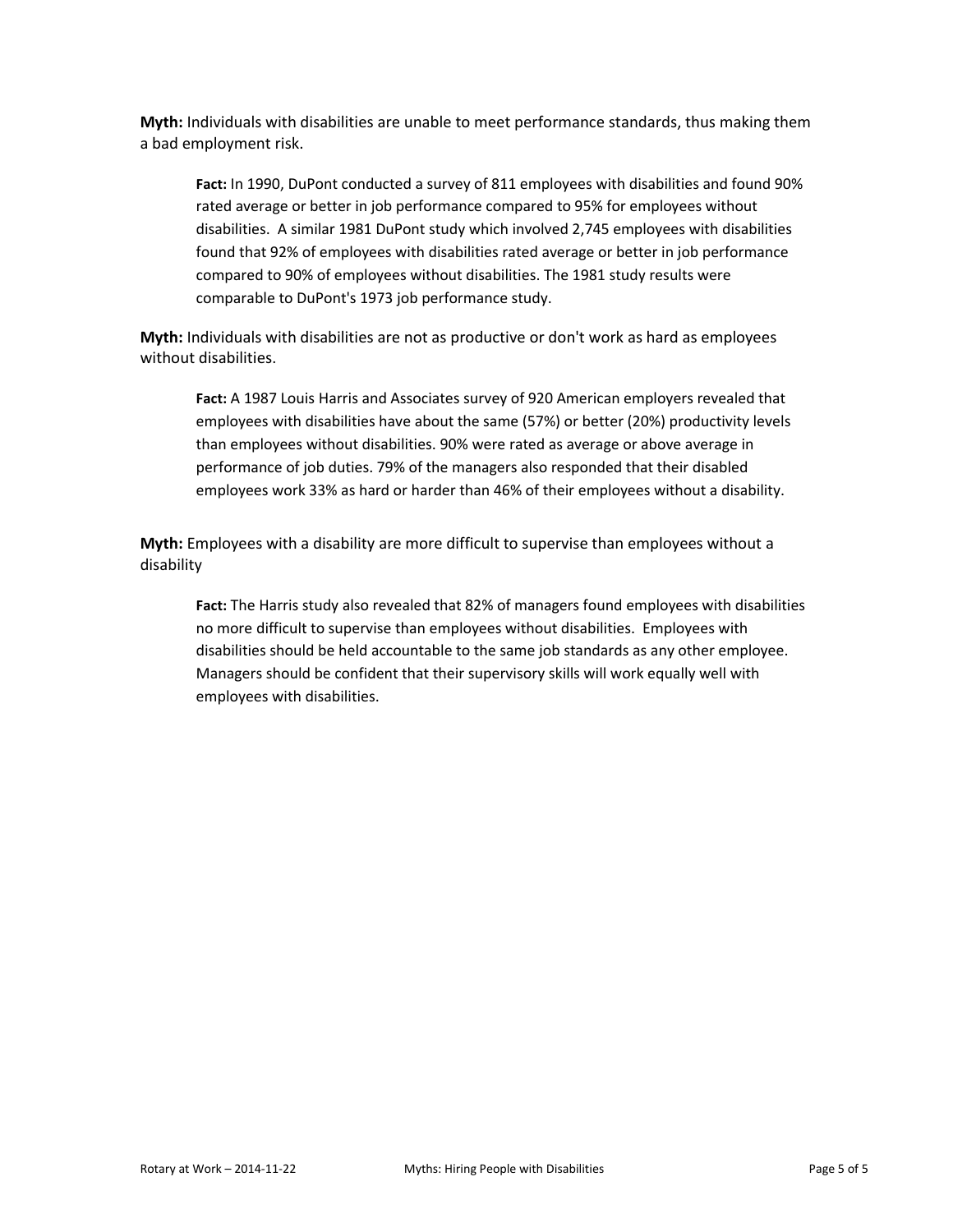**Myth:** Individuals with disabilities are unable to meet performance standards, thus making them a bad employment risk.

> **Fact:** In 1990, DuPont conducted a survey of 811 employees with disabilities and found 90% rated average or better in job performance compared to 95% for employees without disabilities. A similar 1981 DuPont study which involved 2,745 employees with disabilities found that 92% of employees with disabilities rated average or better in job performance compared to 90% of employees without disabilities. The 1981 study results were comparable to DuPont's 1973 job performance study.

**Myth:** Individuals with disabilities are not as productive or don't work as hard as employees without disabilities.

> **Fact:** A 1987 Louis Harris and Associates survey of 920 American employers revealed that employees with disabilities have about the same (57%) or better (20%) productivity levels than employees without disabilities. 90% were rated as average or above average in performance of job duties. 79% of the managers also responded that their disabled employees work 33% as hard or harder than 46% of their employees without a disability.

**Myth:** Employees with a disability are more difficult to supervise than employees without a disability

> **Fact:** The Harris study also revealed that 82% of managers found employees with disabilities no more difficult to supervise than employees without disabilities. Employees with disabilities should be held accountable to the same job standards as any other employee. Managers should be confident that their supervisory skills will work equally well with employees with disabilities.